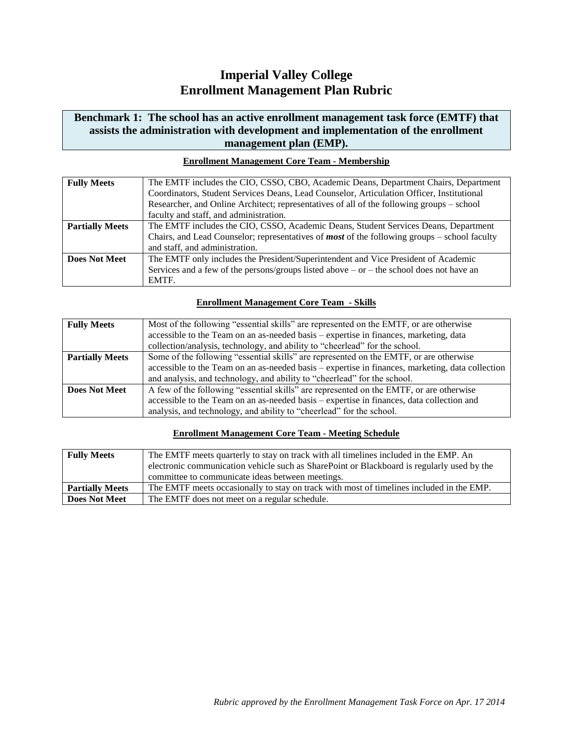# Imperial Valley College
# Enrollment Management Plan Rubric

## Benchmark 1: The school has an active enrollment management task force (EMTF) that assists the administration with development and implementation of the enrollment management plan (EMP).

### Enrollment Management Core Team - Membership

| | |
|---|---|
| **Fully Meets** | The EMTF includes the CIO, CSSO, CBO, Academic Deans, Department Chairs, Department Coordinators, Student Services Deans, Lead Counselor, Articulation Officer, Institutional Researcher, and Online Architect; representatives of all of the following groups – school faculty and staff, and administration. |
| **Partially Meets** | The EMTF includes the CIO, CSSO, Academic Deans, Student Services Deans, Department Chairs, and Lead Counselor; representatives of ***most*** of the following groups – school faculty and staff, and administration. |
| **Does Not Meet** | The EMTF only includes the President/Superintendent and Vice President of Academic Services and a few of the persons/groups listed above – or – the school does not have an EMTF. |

### Enrollment Management Core Team - Skills

| | |
|---|---|
| **Fully Meets** | Most of the following "essential skills" are represented on the EMTF, or are otherwise accessible to the Team on an as-needed basis – expertise in finances, marketing, data collection/analysis, technology, and ability to "cheerlead" for the school. |
| **Partially Meets** | Some of the following "essential skills" are represented on the EMTF, or are otherwise accessible to the Team on an as-needed basis – expertise in finances, marketing, data collection and analysis, and technology, and ability to "cheerlead" for the school. |
| **Does Not Meet** | A few of the following "essential skills" are represented on the EMTF, or are otherwise accessible to the Team on an as-needed basis – expertise in finances, data collection and analysis, and technology, and ability to "cheerlead" for the school. |

### Enrollment Management Core Team - Meeting Schedule

| | |
|---|---|
| **Fully Meets** | The EMTF meets quarterly to stay on track with all timelines included in the EMP. An electronic communication vehicle such as SharePoint or Blackboard is regularly used by the committee to communicate ideas between meetings. |
| **Partially Meets** | The EMTF meets occasionally to stay on track with most of timelines included in the EMP. |
| **Does Not Meet** | The EMTF does not meet on a regular schedule. |

*Rubric approved by the Enrollment Management Task Force on Apr. 17 2014*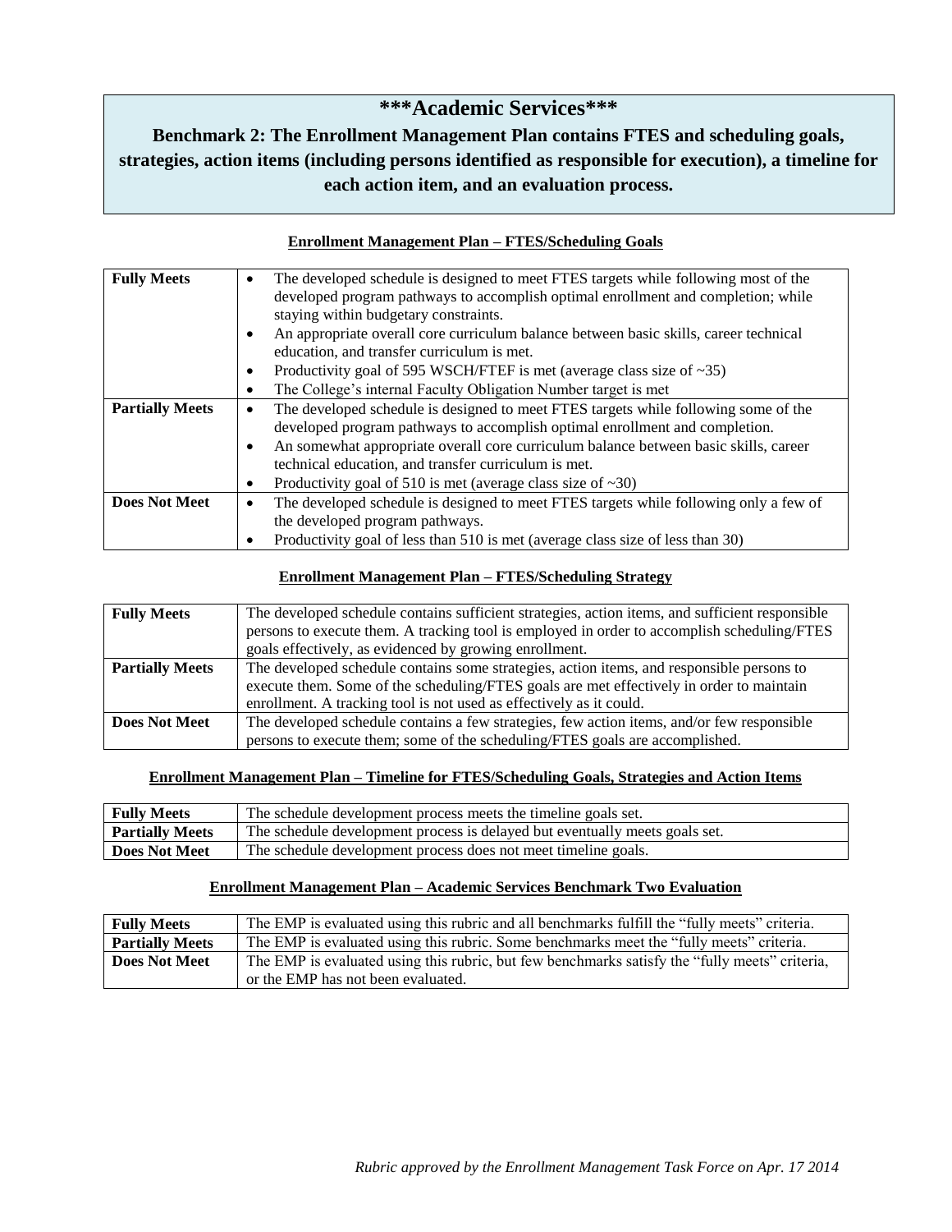# ***Academic Services***

## Benchmark 2: The Enrollment Management Plan contains FTES and scheduling goals, strategies, action items (including persons identified as responsible for execution), a timeline for each action item, and an evaluation process.

### Enrollment Management Plan – FTES/Scheduling Goals

| | |
|---|---|
| **Fully Meets** | • The developed schedule is designed to meet FTES targets while following most of the developed program pathways to accomplish optimal enrollment and completion; while staying within budgetary constraints.<br>• An appropriate overall core curriculum balance between basic skills, career technical education, and transfer curriculum is met.<br>• Productivity goal of 595 WSCH/FTEF is met (average class size of ~35)<br>• The College's internal Faculty Obligation Number target is met |
| **Partially Meets** | • The developed schedule is designed to meet FTES targets while following some of the developed program pathways to accomplish optimal enrollment and completion.<br>• An somewhat appropriate overall core curriculum balance between basic skills, career technical education, and transfer curriculum is met.<br>• Productivity goal of 510 is met (average class size of ~30) |
| **Does Not Meet** | • The developed schedule is designed to meet FTES targets while following only a few of the developed program pathways.<br>• Productivity goal of less than 510 is met (average class size of less than 30) |

### Enrollment Management Plan – FTES/Scheduling Strategy

| | |
|---|---|
| **Fully Meets** | The developed schedule contains sufficient strategies, action items, and sufficient responsible persons to execute them. A tracking tool is employed in order to accomplish scheduling/FTES goals effectively, as evidenced by growing enrollment. |
| **Partially Meets** | The developed schedule contains some strategies, action items, and responsible persons to execute them. Some of the scheduling/FTES goals are met effectively in order to maintain enrollment. A tracking tool is not used as effectively as it could. |
| **Does Not Meet** | The developed schedule contains a few strategies, few action items, and/or few responsible persons to execute them; some of the scheduling/FTES goals are accomplished. |

### Enrollment Management Plan – Timeline for FTES/Scheduling Goals, Strategies and Action Items

| | |
|---|---|
| **Fully Meets** | The schedule development process meets the timeline goals set. |
| **Partially Meets** | The schedule development process is delayed but eventually meets goals set. |
| **Does Not Meet** | The schedule development process does not meet timeline goals. |

### Enrollment Management Plan – Academic Services Benchmark Two Evaluation

| | |
|---|---|
| **Fully Meets** | The EMP is evaluated using this rubric and all benchmarks fulfill the "fully meets" criteria. |
| **Partially Meets** | The EMP is evaluated using this rubric. Some benchmarks meet the "fully meets" criteria. |
| **Does Not Meet** | The EMP is evaluated using this rubric, but few benchmarks satisfy the "fully meets" criteria, or the EMP has not been evaluated. |

*Rubric approved by the Enrollment Management Task Force on Apr. 17 2014*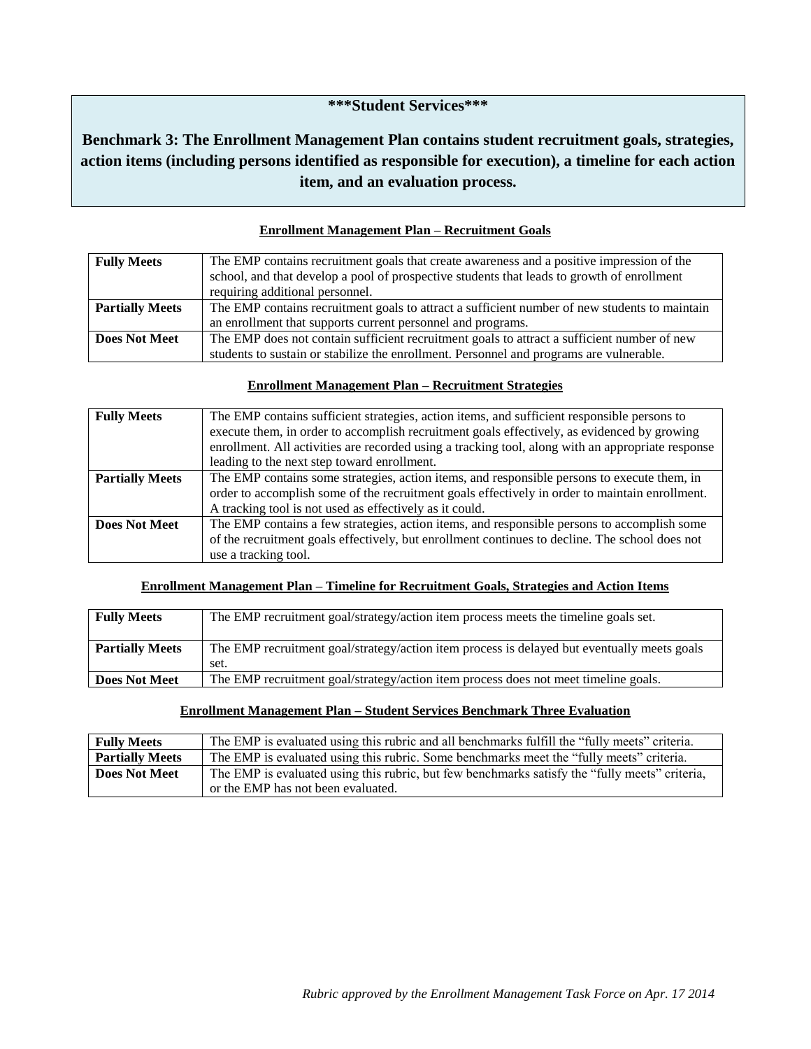**\*\*\*Student Services\*\*\***

**Benchmark 3: The Enrollment Management Plan contains student recruitment goals, strategies, action items (including persons identified as responsible for execution), a timeline for each action item, and an evaluation process.**

**Enrollment Management Plan – Recruitment Goals**

| | |
|---|---|
| **Fully Meets** | The EMP contains recruitment goals that create awareness and a positive impression of the school, and that develop a pool of prospective students that leads to growth of enrollment requiring additional personnel. |
| **Partially Meets** | The EMP contains recruitment goals to attract a sufficient number of new students to maintain an enrollment that supports current personnel and programs. |
| **Does Not Meet** | The EMP does not contain sufficient recruitment goals to attract a sufficient number of new students to sustain or stabilize the enrollment. Personnel and programs are vulnerable. |

**Enrollment Management Plan – Recruitment Strategies**

| | |
|---|---|
| **Fully Meets** | The EMP contains sufficient strategies, action items, and sufficient responsible persons to execute them, in order to accomplish recruitment goals effectively, as evidenced by growing enrollment. All activities are recorded using a tracking tool, along with an appropriate response leading to the next step toward enrollment. |
| **Partially Meets** | The EMP contains some strategies, action items, and responsible persons to execute them, in order to accomplish some of the recruitment goals effectively in order to maintain enrollment. A tracking tool is not used as effectively as it could. |
| **Does Not Meet** | The EMP contains a few strategies, action items, and responsible persons to accomplish some of the recruitment goals effectively, but enrollment continues to decline. The school does not use a tracking tool. |

**Enrollment Management Plan – Timeline for Recruitment Goals, Strategies and Action Items**

| | |
|---|---|
| **Fully Meets** | The EMP recruitment goal/strategy/action item process meets the timeline goals set. |
| **Partially Meets** | The EMP recruitment goal/strategy/action item process is delayed but eventually meets goals set. |
| **Does Not Meet** | The EMP recruitment goal/strategy/action item process does not meet timeline goals. |

**Enrollment Management Plan – Student Services Benchmark Three Evaluation**

| | |
|---|---|
| **Fully Meets** | The EMP is evaluated using this rubric and all benchmarks fulfill the "fully meets" criteria. |
| **Partially Meets** | The EMP is evaluated using this rubric. Some benchmarks meet the "fully meets" criteria. |
| **Does Not Meet** | The EMP is evaluated using this rubric, but few benchmarks satisfy the "fully meets" criteria, or the EMP has not been evaluated. |

*Rubric approved by the Enrollment Management Task Force on Apr. 17 2014*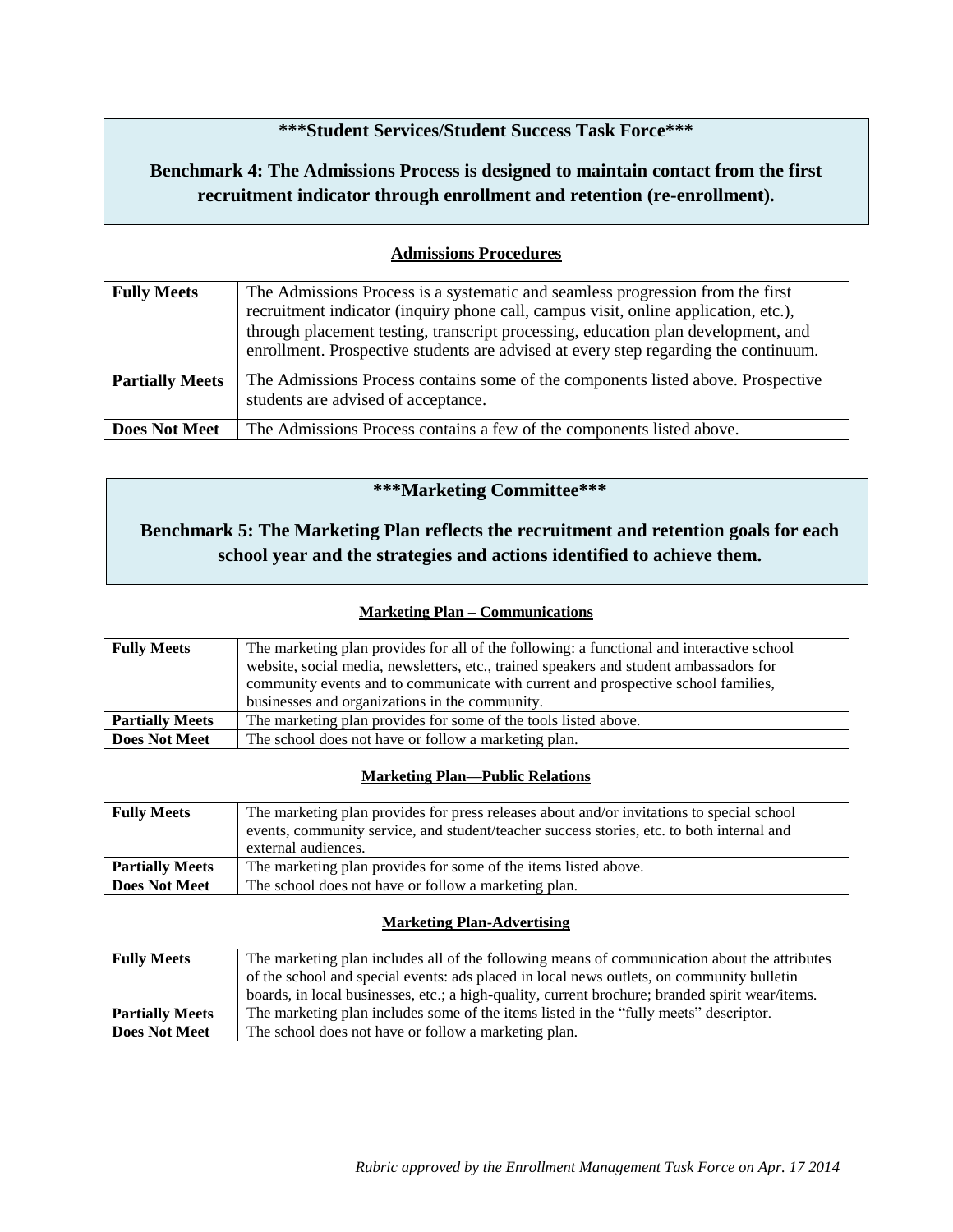**\*\*\*Student Services/Student Success Task Force\*\*\***

## Benchmark 4: The Admissions Process is designed to maintain contact from the first recruitment indicator through enrollment and retention (re-enrollment).

### Admissions Procedures

| | |
|---|---|
| **Fully Meets** | The Admissions Process is a systematic and seamless progression from the first recruitment indicator (inquiry phone call, campus visit, online application, etc.), through placement testing, transcript processing, education plan development, and enrollment. Prospective students are advised at every step regarding the continuum. |
| **Partially Meets** | The Admissions Process contains some of the components listed above. Prospective students are advised of acceptance. |
| **Does Not Meet** | The Admissions Process contains a few of the components listed above. |

**\*\*\*Marketing Committee\*\*\***

## Benchmark 5: The Marketing Plan reflects the recruitment and retention goals for each school year and the strategies and actions identified to achieve them.

### Marketing Plan – Communications

| | |
|---|---|
| **Fully Meets** | The marketing plan provides for all of the following: a functional and interactive school website, social media, newsletters, etc., trained speakers and student ambassadors for community events and to communicate with current and prospective school families, businesses and organizations in the community. |
| **Partially Meets** | The marketing plan provides for some of the tools listed above. |
| **Does Not Meet** | The school does not have or follow a marketing plan. |

### Marketing Plan—Public Relations

| | |
|---|---|
| **Fully Meets** | The marketing plan provides for press releases about and/or invitations to special school events, community service, and student/teacher success stories, etc. to both internal and external audiences. |
| **Partially Meets** | The marketing plan provides for some of the items listed above. |
| **Does Not Meet** | The school does not have or follow a marketing plan. |

### Marketing Plan-Advertising

| | |
|---|---|
| **Fully Meets** | The marketing plan includes all of the following means of communication about the attributes of the school and special events: ads placed in local news outlets, on community bulletin boards, in local businesses, etc.; a high-quality, current brochure; branded spirit wear/items. |
| **Partially Meets** | The marketing plan includes some of the items listed in the "fully meets" descriptor. |
| **Does Not Meet** | The school does not have or follow a marketing plan. |

*Rubric approved by the Enrollment Management Task Force on Apr. 17 2014*